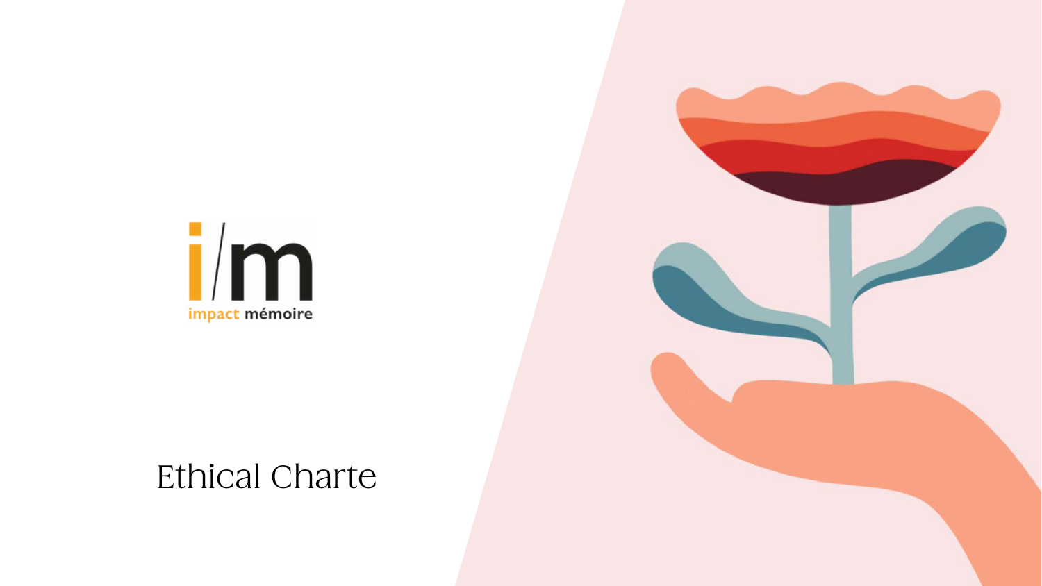i/m

impact mémoire

# Ethical Charte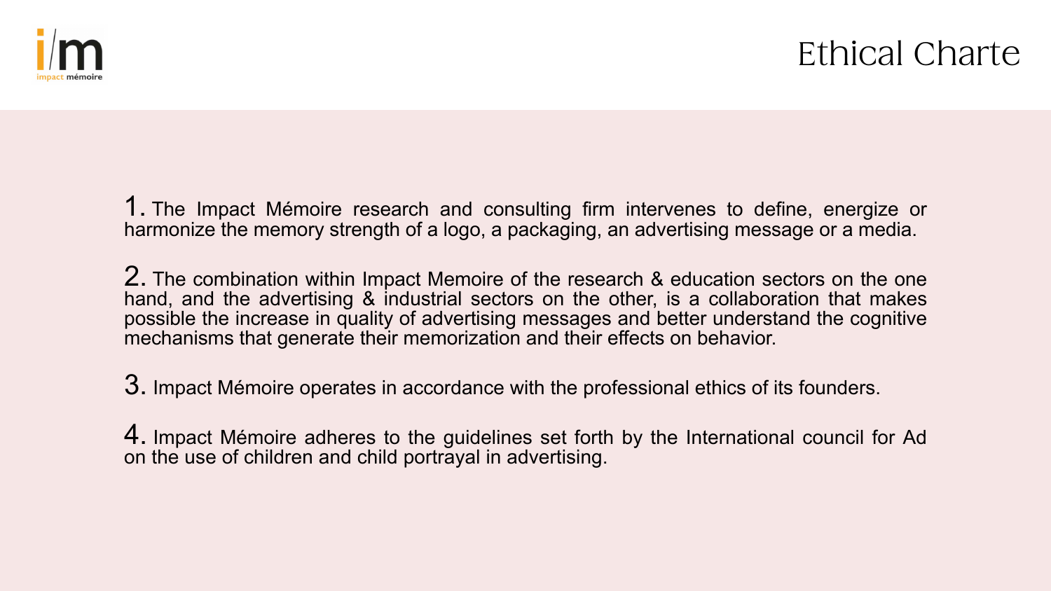# Ethical Charte

1. The Impact Mémoire research and consulting firm intervenes to define, energize or harmonize the memory strength of a logo, a packaging, an advertising message or a media.

2. The combination within Impact Memoire of the research & education sectors on the one hand, and the advertising & industrial sectors on the other, is a collaboration that makes possible the increase in quality of advertising messages and better understand the cognitive mechanisms that generate their memorization and their effects on behavior.

3. Impact Mémoire operates in accordance with the professional ethics of its founders.

4. Impact Mémoire adheres to the guidelines set forth by the International council for Ad on the use of children and child portrayal in advertising.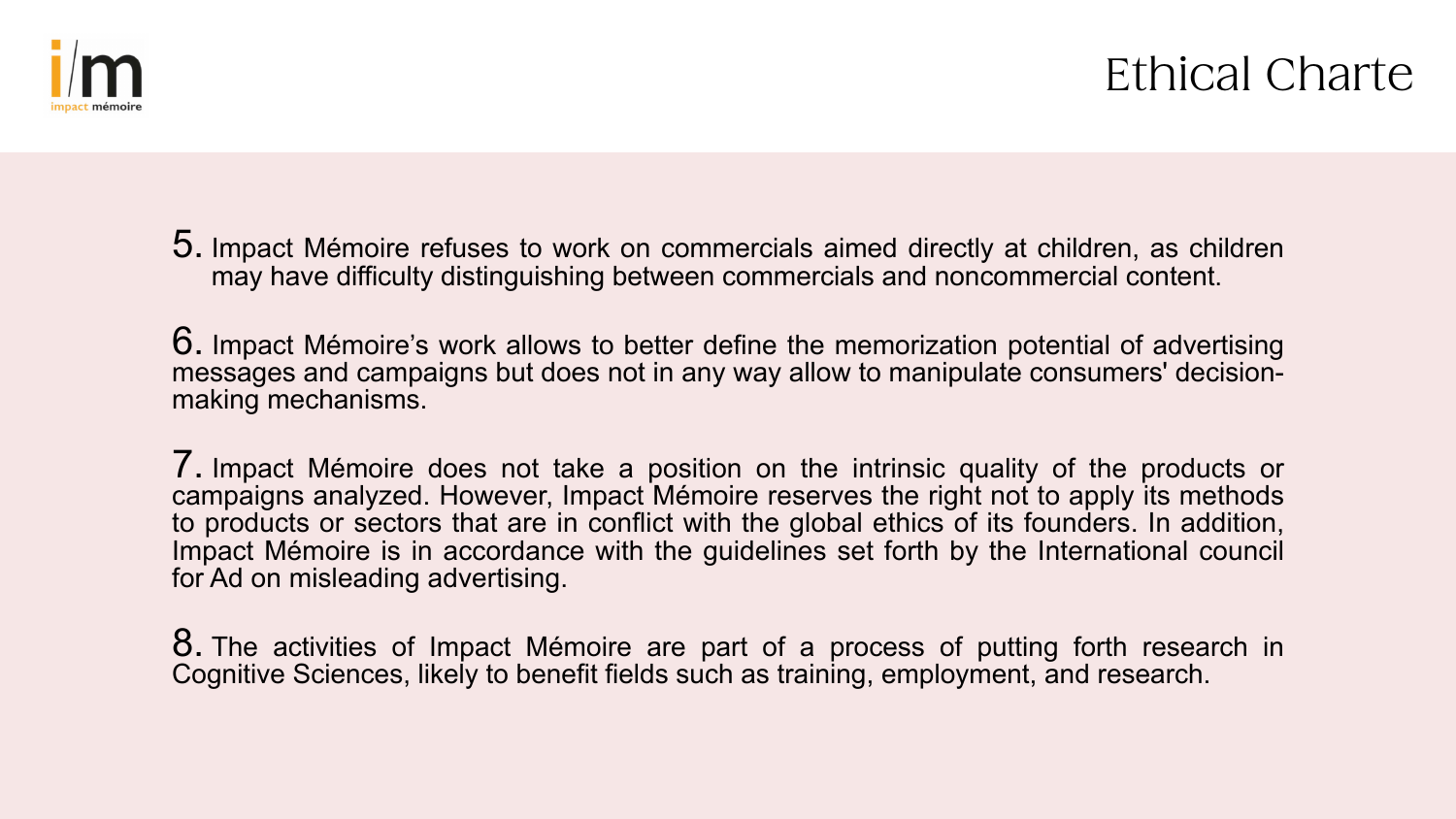# Ethical Charte

5. Impact Mémoire refuses to work on commercials aimed directly at children, as children may have difficulty distinguishing between commercials and noncommercial content.

6. Impact Mémoire's work allows to better define the memorization potential of advertising messages and campaigns but does not in any way allow to manipulate consumers' decision-making mechanisms.

7. Impact Mémoire does not take a position on the intrinsic quality of the products or campaigns analyzed. However, Impact Mémoire reserves the right not to apply its methods to products or sectors that are in conflict with the global ethics of its founders. In addition, Impact Mémoire is in accordance with the guidelines set forth by the International council for Ad on misleading advertising.

8. The activities of Impact Mémoire are part of a process of putting forth research in Cognitive Sciences, likely to benefit fields such as training, employment, and research.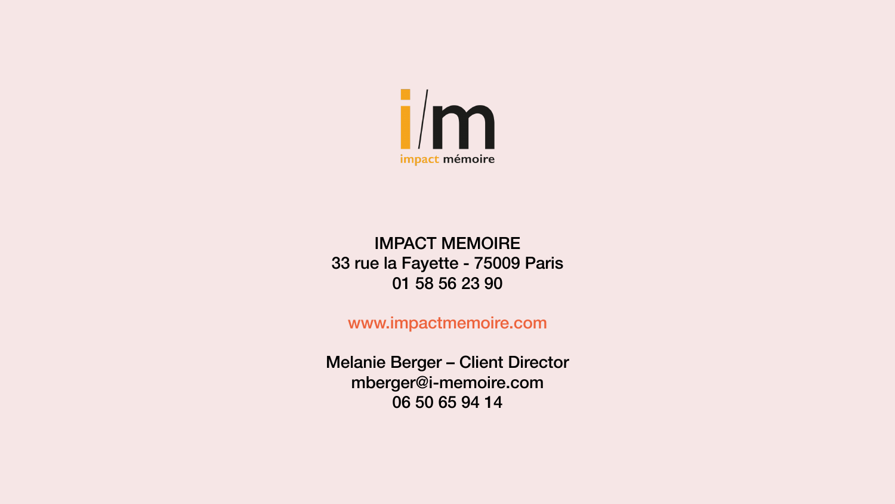i/m

impact mémoire

**IMPACT MEMOIRE**
33 rue la Fayette - 75009 Paris
01 58 56 23 90

www.impactmemoire.com

Melanie Berger – Client Director
mberger@i-memoire.com
06 50 65 94 14